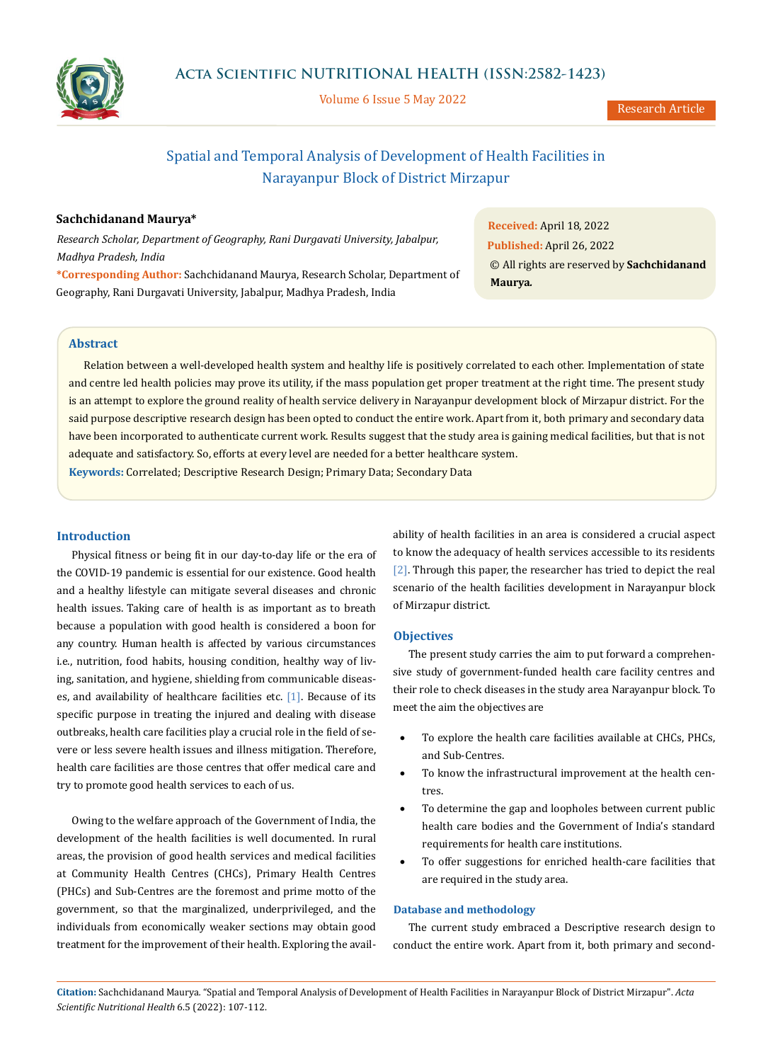# Spatial and Temporal Analysis of Development of Health Facilities in Narayanpur Block of District Mirzapur

**Sachchidanand Maurya***

*Research Scholar, Department of Geography, Rani Durgavati University, Jabalpur, Madhya Pradesh, India*

**\*Corresponding Author:** Sachchidanand Maurya, Research Scholar, Department of Geography, Rani Durgavati University, Jabalpur, Madhya Pradesh, India

**Received:** April 18, 2022
**Published:** April 26, 2022
© All rights are reserved by **Sachchidanand Maurya.**

## Abstract

Relation between a well-developed health system and healthy life is positively correlated to each other. Implementation of state and centre led health policies may prove its utility, if the mass population get proper treatment at the right time. The present study is an attempt to explore the ground reality of health service delivery in Narayanpur development block of Mirzapur district. For the said purpose descriptive research design has been opted to conduct the entire work. Apart from it, both primary and secondary data have been incorporated to authenticate current work. Results suggest that the study area is gaining medical facilities, but that is not adequate and satisfactory. So, efforts at every level are needed for a better healthcare system.

**Keywords:** Correlated; Descriptive Research Design; Primary Data; Secondary Data

## Introduction

Physical fitness or being fit in our day-to-day life or the era of the COVID-19 pandemic is essential for our existence. Good health and a healthy lifestyle can mitigate several diseases and chronic health issues. Taking care of health is as important as to breath because a population with good health is considered a boon for any country. Human health is affected by various circumstances i.e., nutrition, food habits, housing condition, healthy way of living, sanitation, and hygiene, shielding from communicable diseases, and availability of healthcare facilities etc. [1]. Because of its specific purpose in treating the injured and dealing with disease outbreaks, health care facilities play a crucial role in the field of severe or less severe health issues and illness mitigation. Therefore, health care facilities are those centres that offer medical care and try to promote good health services to each of us.

Owing to the welfare approach of the Government of India, the development of the health facilities is well documented. In rural areas, the provision of good health services and medical facilities at Community Health Centres (CHCs), Primary Health Centres (PHCs) and Sub-Centres are the foremost and prime motto of the government, so that the marginalized, underprivileged, and the individuals from economically weaker sections may obtain good treatment for the improvement of their health. Exploring the availability of health facilities in an area is considered a crucial aspect to know the adequacy of health services accessible to its residents [2]. Through this paper, the researcher has tried to depict the real scenario of the health facilities development in Narayanpur block of Mirzapur district.

## Objectives

The present study carries the aim to put forward a comprehensive study of government-funded health care facility centres and their role to check diseases in the study area Narayanpur block. To meet the aim the objectives are

- To explore the health care facilities available at CHCs, PHCs, and Sub-Centres.
- To know the infrastructural improvement at the health centres.
- To determine the gap and loopholes between current public health care bodies and the Government of India's standard requirements for health care institutions.
- To offer suggestions for enriched health-care facilities that are required in the study area.

## Database and methodology

The current study embraced a Descriptive research design to conduct the entire work. Apart from it, both primary and second-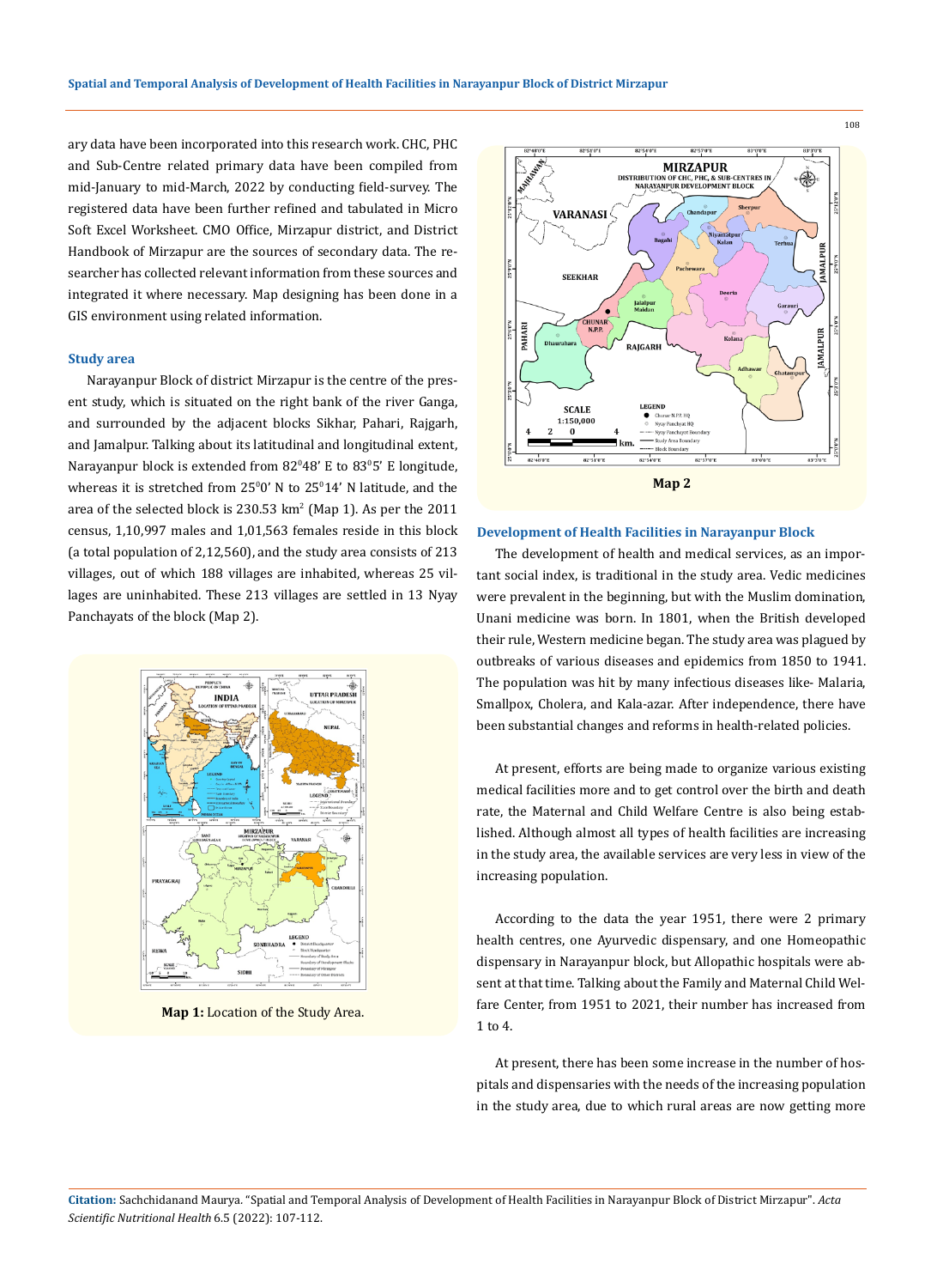ary data have been incorporated into this research work. CHC, PHC and Sub-Centre related primary data have been compiled from mid-January to mid-March, 2022 by conducting field-survey. The registered data have been further refined and tabulated in Micro Soft Excel Worksheet. CMO Office, Mirzapur district, and District Handbook of Mirzapur are the sources of secondary data. The researcher has collected relevant information from these sources and integrated it where necessary. Map designing has been done in a GIS environment using related information.

## Study area

Narayanpur Block of district Mirzapur is the centre of the present study, which is situated on the right bank of the river Ganga, and surrounded by the adjacent blocks Sikhar, Pahari, Rajgarh, and Jamalpur. Talking about its latitudinal and longitudinal extent, Narayanpur block is extended from $82^0 48'$ E to $83^0 5'$ E longitude, whereas it is stretched from $25^0 0'$ N to $25^0 14'$ N latitude, and the area of the selected block is 230.53 $km^2$ (Map 1). As per the 2011 census, 1,10,997 males and 1,01,563 females reside in this block (a total population of 2,12,560), and the study area consists of 213 villages, out of which 188 villages are inhabited, whereas 25 villages are uninhabited. These 213 villages are settled in 13 Nyay Panchayats of the block (Map 2).

**Map 1:** Location of the Study Area.

**Map 2**

## Development of Health Facilities in Narayanpur Block

The development of health and medical services, as an important social index, is traditional in the study area. Vedic medicines were prevalent in the beginning, but with the Muslim domination, Unani medicine was born. In 1801, when the British developed their rule, Western medicine began. The study area was plagued by outbreaks of various diseases and epidemics from 1850 to 1941. The population was hit by many infectious diseases like- Malaria, Smallpox, Cholera, and Kala-azar. After independence, there have been substantial changes and reforms in health-related policies.

At present, efforts are being made to organize various existing medical facilities more and to get control over the birth and death rate, the Maternal and Child Welfare Centre is also being established. Although almost all types of health facilities are increasing in the study area, the available services are very less in view of the increasing population.

According to the data the year 1951, there were 2 primary health centres, one Ayurvedic dispensary, and one Homeopathic dispensary in Narayanpur block, but Allopathic hospitals were absent at that time. Talking about the Family and Maternal Child Welfare Center, from 1951 to 2021, their number has increased from 1 to 4.

At present, there has been some increase in the number of hospitals and dispensaries with the needs of the increasing population in the study area, due to which rural areas are now getting more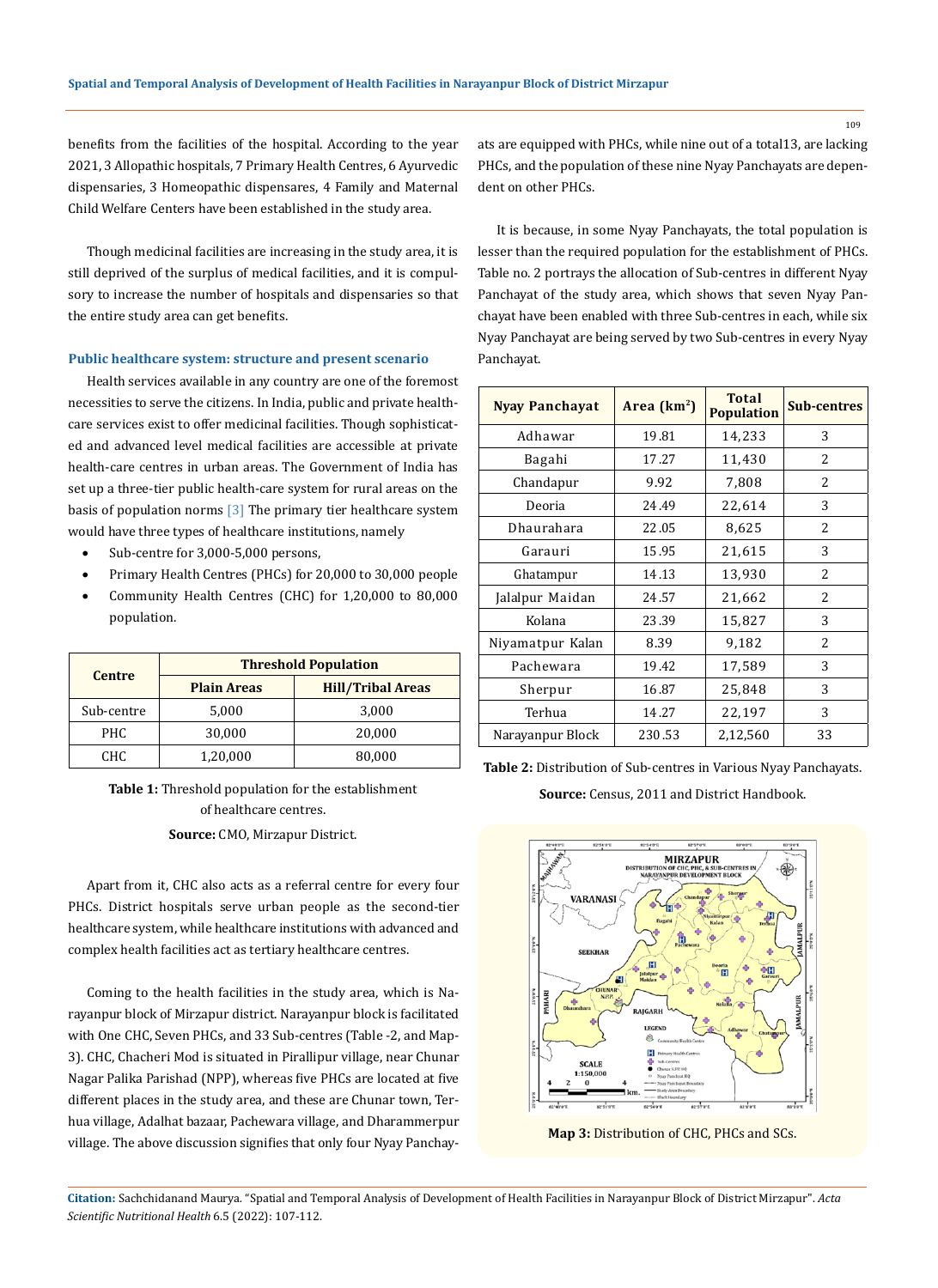benefits from the facilities of the hospital. According to the year 2021, 3 Allopathic hospitals, 7 Primary Health Centres, 6 Ayurvedic dispensaries, 3 Homeopathic dispensaries, 4 Family and Maternal Child Welfare Centers have been established in the study area.

Though medicinal facilities are increasing in the study area, it is still deprived of the surplus of medical facilities, and it is compulsory to increase the number of hospitals and dispensaries so that the entire study area can get benefits.

### Public healthcare system: structure and present scenario

Health services available in any country are one of the foremost necessities to serve the citizens. In India, public and private healthcare services exist to offer medicinal facilities. Though sophisticated and advanced level medical facilities are accessible at private health-care centres in urban areas. The Government of India has set up a three-tier public health-care system for rural areas on the basis of population norms [3] The primary tier healthcare system would have three types of healthcare institutions, namely

- Sub-centre for 3,000-5,000 persons,
- Primary Health Centres (PHCs) for 20,000 to 30,000 people
- Community Health Centres (CHC) for 1,20,000 to 80,000 population.

| Centre | Threshold Population | |
|---|---|---|
| | Plain Areas | Hill/Tribal Areas |
| Sub-centre | 5,000 | 3,000 |
| PHC | 30,000 | 20,000 |
| CHC | 1,20,000 | 80,000 |

**Table 1:** Threshold population for the establishment of healthcare centres.

**Source:** CMO, Mirzapur District.

Apart from it, CHC also acts as a referral centre for every four PHCs. District hospitals serve urban people as the second-tier healthcare system, while healthcare institutions with advanced and complex health facilities act as tertiary healthcare centres.

Coming to the health facilities in the study area, which is Narayanpur block of Mirzapur district. Narayanpur block is facilitated with One CHC, Seven PHCs, and 33 Sub-centres (Table -2, and Map-3). CHC, Chacheri Mod is situated in Pirallipur village, near Chunar Nagar Palika Parishad (NPP), whereas five PHCs are located at five different places in the study area, and these are Chunar town, Terhua village, Adalhat bazaar, Pachewara village, and Dharammerpur village. The above discussion signifies that only four Nyay Panchayats are equipped with PHCs, while nine out of a total13, are lacking PHCs, and the population of these nine Nyay Panchayats are dependent on other PHCs.

It is because, in some Nyay Panchayats, the total population is lesser than the required population for the establishment of PHCs. Table no. 2 portrays the allocation of Sub-centres in different Nyay Panchayat of the study area, which shows that seven Nyay Panchayat have been enabled with three Sub-centres in each, while six Nyay Panchayat are being served by two Sub-centres in every Nyay Panchayat.

| Nyay Panchayat | Area ($km^2$) | Total Population | Sub-centres |
|---|---|---|---|
| Adhawar | 19.81 | 14,233 | 3 |
| Bagahi | 17.27 | 11,430 | 2 |
| Chandapur | 9.92 | 7,808 | 2 |
| Deoria | 24.49 | 22,614 | 3 |
| Dhaurahara | 22.05 | 8,625 | 2 |
| Garauri | 15.95 | 21,615 | 3 |
| Ghatampur | 14.13 | 13,930 | 2 |
| Jalalpur Maidan | 24.57 | 21,662 | 2 |
| Kolana | 23.39 | 15,827 | 3 |
| Niyamatpur Kalan | 8.39 | 9,182 | 2 |
| Pachewara | 19.42 | 17,589 | 3 |
| Sherpur | 16.87 | 25,848 | 3 |
| Terhua | 14.27 | 22,197 | 3 |
| Narayanpur Block | 230.53 | 2,12,560 | 33 |

**Table 2:** Distribution of Sub-centres in Various Nyay Panchayats.

**Source:** Census, 2011 and District Handbook.

**Map 3:** Distribution of CHC, PHCs and SCs.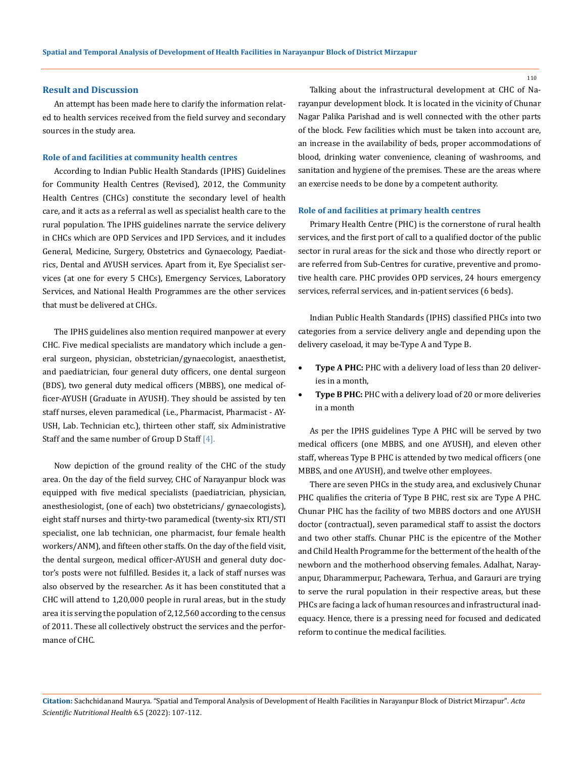## Result and Discussion

An attempt has been made here to clarify the information related to health services received from the field survey and secondary sources in the study area.

### Role of and facilities at community health centres

According to Indian Public Health Standards (IPHS) Guidelines for Community Health Centres (Revised), 2012, the Community Health Centres (CHCs) constitute the secondary level of health care, and it acts as a referral as well as specialist health care to the rural population. The IPHS guidelines narrate the service delivery in CHCs which are OPD Services and IPD Services, and it includes General, Medicine, Surgery, Obstetrics and Gynaecology, Paediatrics, Dental and AYUSH services. Apart from it, Eye Specialist services (at one for every 5 CHCs), Emergency Services, Laboratory Services, and National Health Programmes are the other services that must be delivered at CHCs.

The IPHS guidelines also mention required manpower at every CHC. Five medical specialists are mandatory which include a general surgeon, physician, obstetrician/gynaecologist, anaesthetist, and paediatrician, four general duty officers, one dental surgeon (BDS), two general duty medical officers (MBBS), one medical officer-AYUSH (Graduate in AYUSH). They should be assisted by ten staff nurses, eleven paramedical (i.e., Pharmacist, Pharmacist - AYUSH, Lab. Technician etc.), thirteen other staff, six Administrative Staff and the same number of Group D Staff [4].

Now depiction of the ground reality of the CHC of the study area. On the day of the field survey, CHC of Narayanpur block was equipped with five medical specialists (paediatrician, physician, anesthesiologist, (one of each) two obstetricians/ gynaecologists), eight staff nurses and thirty-two paramedical (twenty-six RTI/STI specialist, one lab technician, one pharmacist, four female health workers/ANM), and fifteen other staffs. On the day of the field visit, the dental surgeon, medical officer-AYUSH and general duty doctor's posts were not fulfilled. Besides it, a lack of staff nurses was also observed by the researcher. As it has been constituted that a CHC will attend to 1,20,000 people in rural areas, but in the study area it is serving the population of 2,12,560 according to the census of 2011. These all collectively obstruct the services and the performance of CHC.

Talking about the infrastructural development at CHC of Narayanpur development block. It is located in the vicinity of Chunar Nagar Palika Parishad and is well connected with the other parts of the block. Few facilities which must be taken into account are, an increase in the availability of beds, proper accommodations of blood, drinking water convenience, cleaning of washrooms, and sanitation and hygiene of the premises. These are the areas where an exercise needs to be done by a competent authority.

### Role of and facilities at primary health centres

Primary Health Centre (PHC) is the cornerstone of rural health services, and the first port of call to a qualified doctor of the public sector in rural areas for the sick and those who directly report or are referred from Sub-Centres for curative, preventive and promotive health care. PHC provides OPD services, 24 hours emergency services, referral services, and in-patient services (6 beds).

Indian Public Health Standards (IPHS) classified PHCs into two categories from a service delivery angle and depending upon the delivery caseload, it may be-Type A and Type B.

- **Type A PHC:** PHC with a delivery load of less than 20 deliveries in a month,
- **Type B PHC:** PHC with a delivery load of 20 or more deliveries in a month

As per the IPHS guidelines Type A PHC will be served by two medical officers (one MBBS, and one AYUSH), and eleven other staff, whereas Type B PHC is attended by two medical officers (one MBBS, and one AYUSH), and twelve other employees.

There are seven PHCs in the study area, and exclusively Chunar PHC qualifies the criteria of Type B PHC, rest six are Type A PHC. Chunar PHC has the facility of two MBBS doctors and one AYUSH doctor (contractual), seven paramedical staff to assist the doctors and two other staffs. Chunar PHC is the epicentre of the Mother and Child Health Programme for the betterment of the health of the newborn and the motherhood observing females. Adalhat, Narayanpur, Dharammerpur, Pachewara, Terhua, and Garauri are trying to serve the rural population in their respective areas, but these PHCs are facing a lack of human resources and infrastructural inadequacy. Hence, there is a pressing need for focused and dedicated reform to continue the medical facilities.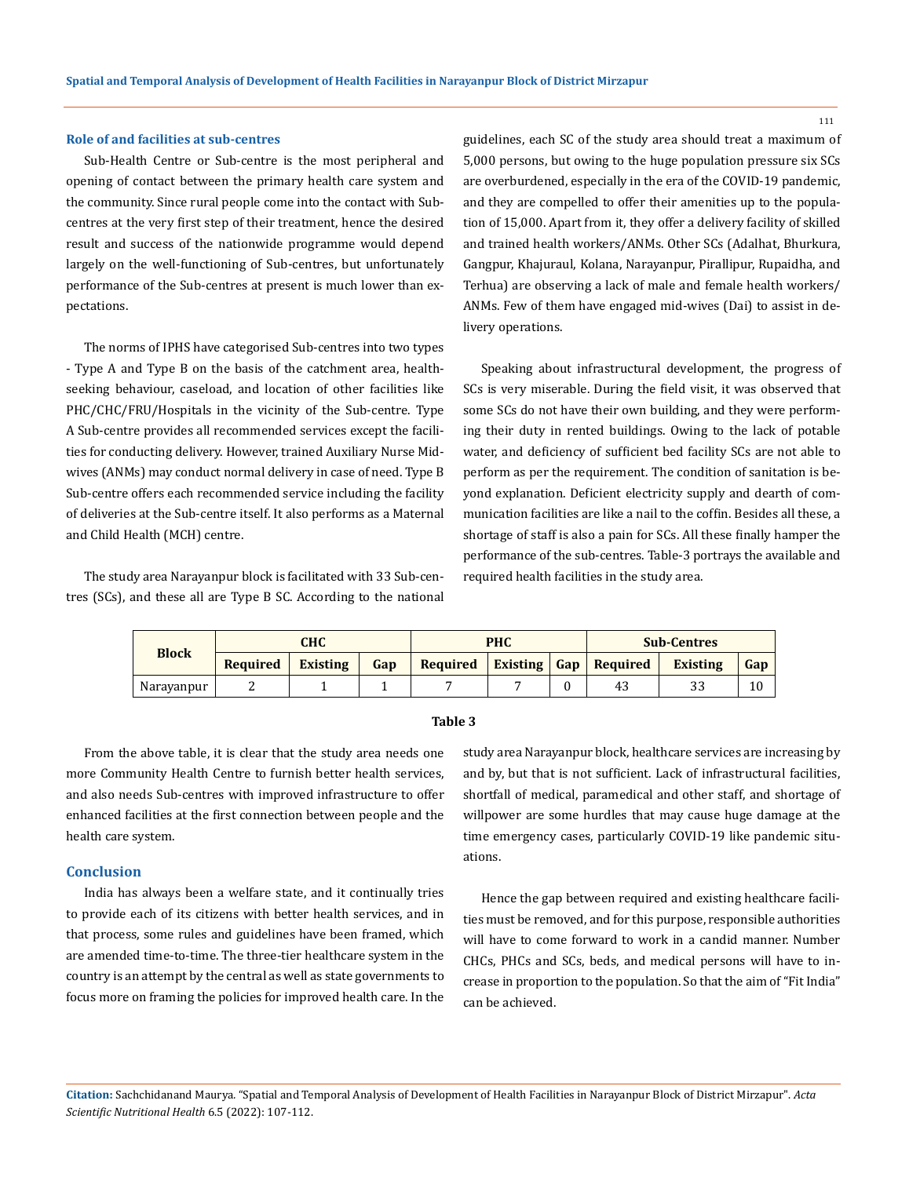### Role of and facilities at sub-centres

Sub-Health Centre or Sub-centre is the most peripheral and opening of contact between the primary health care system and the community. Since rural people come into the contact with Sub-centres at the very first step of their treatment, hence the desired result and success of the nationwide programme would depend largely on the well-functioning of Sub-centres, but unfortunately performance of the Sub-centres at present is much lower than expectations.

The norms of IPHS have categorised Sub-centres into two types - Type A and Type B on the basis of the catchment area, health-seeking behaviour, caseload, and location of other facilities like PHC/CHC/FRU/Hospitals in the vicinity of the Sub-centre. Type A Sub-centre provides all recommended services except the facilities for conducting delivery. However, trained Auxiliary Nurse Midwives (ANMs) may conduct normal delivery in case of need. Type B Sub-centre offers each recommended service including the facility of deliveries at the Sub-centre itself. It also performs as a Maternal and Child Health (MCH) centre.

The study area Narayanpur block is facilitated with 33 Sub-centres (SCs), and these all are Type B SC. According to the national guidelines, each SC of the study area should treat a maximum of 5,000 persons, but owing to the huge population pressure six SCs are overburdened, especially in the era of the COVID-19 pandemic, and they are compelled to offer their amenities up to the population of 15,000. Apart from it, they offer a delivery facility of skilled and trained health workers/ANMs. Other SCs (Adalhat, Bhurkura, Gangpur, Khajuraul, Kolana, Narayanpur, Pirallipur, Rupaidha, and Terhua) are observing a lack of male and female health workers/ANMs. Few of them have engaged mid-wives (Dai) to assist in delivery operations.

Speaking about infrastructural development, the progress of SCs is very miserable. During the field visit, it was observed that some SCs do not have their own building, and they were performing their duty in rented buildings. Owing to the lack of potable water, and deficiency of sufficient bed facility SCs are not able to perform as per the requirement. The condition of sanitation is beyond explanation. Deficient electricity supply and dearth of communication facilities are like a nail to the coffin. Besides all these, a shortage of staff is also a pain for SCs. All these finally hamper the performance of the sub-centres. Table-3 portrays the available and required health facilities in the study area.

| Block | CHC | | | PHC | | | Sub-Centres | | |
|---|---|---|---|---|---|---|---|---|---|
| | Required | Existing | Gap | Required | Existing | Gap | Required | Existing | Gap |
| Narayanpur | 2 | 1 | 1 | 7 | 7 | 0 | 43 | 33 | 10 |

**Table 3**

From the above table, it is clear that the study area needs one more Community Health Centre to furnish better health services, and also needs Sub-centres with improved infrastructure to offer enhanced facilities at the first connection between people and the health care system.

### Conclusion

India has always been a welfare state, and it continually tries to provide each of its citizens with better health services, and in that process, some rules and guidelines have been framed, which are amended time-to-time. The three-tier healthcare system in the country is an attempt by the central as well as state governments to focus more on framing the policies for improved health care. In the study area Narayanpur block, healthcare services are increasing by and by, but that is not sufficient. Lack of infrastructural facilities, shortfall of medical, paramedical and other staff, and shortage of willpower are some hurdles that may cause huge damage at the time emergency cases, particularly COVID-19 like pandemic situations.

Hence the gap between required and existing healthcare facilities must be removed, and for this purpose, responsible authorities will have to come forward to work in a candid manner. Number CHCs, PHCs and SCs, beds, and medical persons will have to increase in proportion to the population. So that the aim of "Fit India" can be achieved.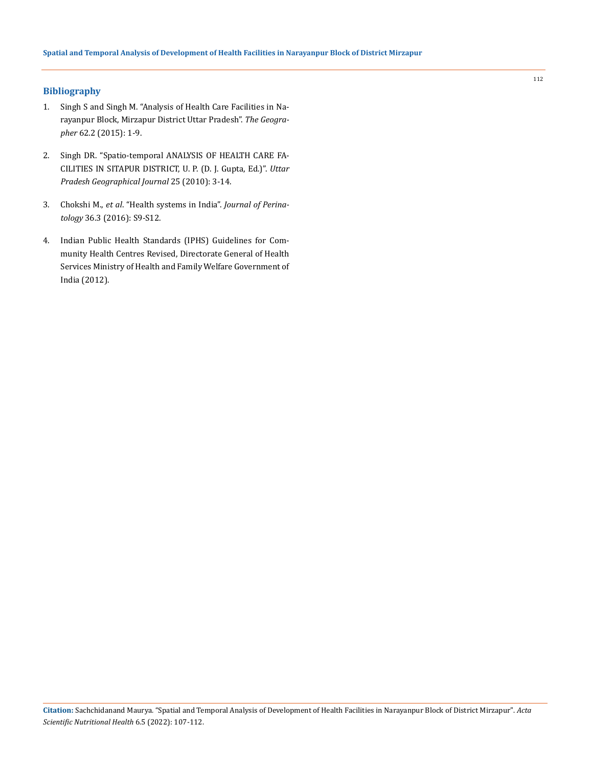## Bibliography

1. Singh S and Singh M. "Analysis of Health Care Facilities in Narayanpur Block, Mirzapur District Uttar Pradesh". *The Geographer* 62.2 (2015): 1-9.

2. Singh DR. "Spatio-temporal ANALYSIS OF HEALTH CARE FACILITIES IN SITAPUR DISTRICT, U. P. (D. J. Gupta, Ed.)". *Uttar Pradesh Geographical Journal* 25 (2010): 3-14.

3. Chokshi M., *et al*. "Health systems in India". *Journal of Perinatology* 36.3 (2016): S9-S12.

4. Indian Public Health Standards (IPHS) Guidelines for Community Health Centres Revised, Directorate General of Health Services Ministry of Health and Family Welfare Government of India (2012).

**Citation:** Sachchidanand Maurya. "Spatial and Temporal Analysis of Development of Health Facilities in Narayanpur Block of District Mirzapur". *Acta Scientific Nutritional Health* 6.5 (2022): 107-112.